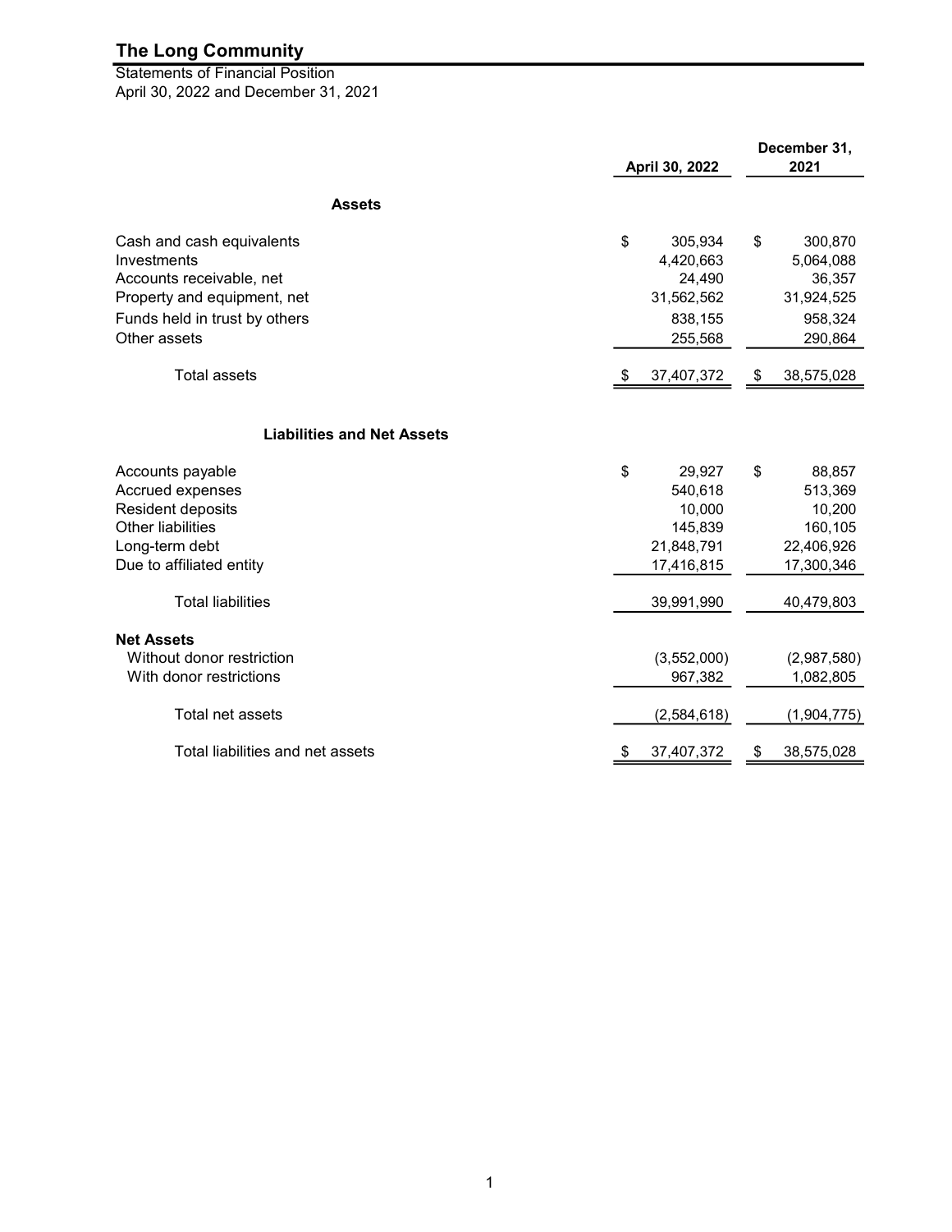# The Long Community

Statements of Financial Position

April 30, 2022 and December 31, 2021

| | April 30, 2022 | December 31, 2021 |
|---|---|---|
| **Assets** | | |
| Cash and cash equivalents | $ 305,934 | $ 300,870 |
| Investments | 4,420,663 | 5,064,088 |
| Accounts receivable, net | 24,490 | 36,357 |
| Property and equipment, net | 31,562,562 | 31,924,525 |
| Funds held in trust by others | 838,155 | 958,324 |
| Other assets | 255,568 | 290,864 |
| Total assets | $ 37,407,372 | $ 38,575,028 |
| **Liabilities and Net Assets** | | |
| Accounts payable | $ 29,927 | $ 88,857 |
| Accrued expenses | 540,618 | 513,369 |
| Resident deposits | 10,000 | 10,200 |
| Other liabilities | 145,839 | 160,105 |
| Long-term debt | 21,848,791 | 22,406,926 |
| Due to affiliated entity | 17,416,815 | 17,300,346 |
| Total liabilities | 39,991,990 | 40,479,803 |
| **Net Assets** | | |
| Without donor restriction | (3,552,000) | (2,987,580) |
| With donor restrictions | 967,382 | 1,082,805 |
| Total net assets | (2,584,618) | (1,904,775) |
| Total liabilities and net assets | $ 37,407,372 | $ 38,575,028 |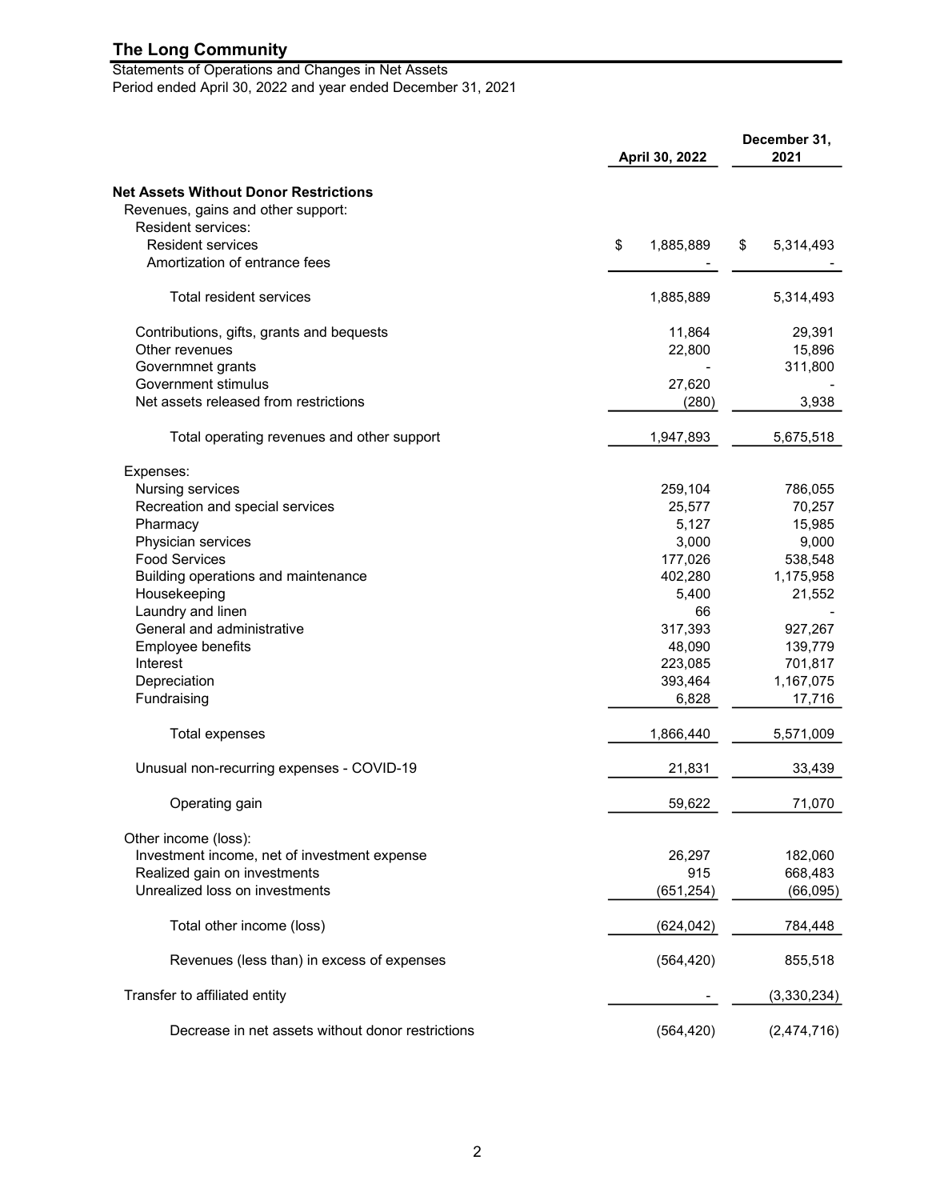# The Long Community

Statements of Operations and Changes in Net Assets
Period ended April 30, 2022 and year ended December 31, 2021

| | April 30, 2022 | December 31, 2021 |
|---|---|---|
| **Net Assets Without Donor Restrictions** | | |
| Revenues, gains and other support: | | |
| Resident services: | | |
| Resident services | $ 1,885,889 | $ 5,314,493 |
| Amortization of entrance fees | - | - |
| Total resident services | 1,885,889 | 5,314,493 |
| Contributions, gifts, grants and bequests | 11,864 | 29,391 |
| Other revenues | 22,800 | 15,896 |
| Governmnet grants | - | 311,800 |
| Government stimulus | 27,620 | - |
| Net assets released from restrictions | (280) | 3,938 |
| Total operating revenues and other support | 1,947,893 | 5,675,518 |
| Expenses: | | |
| Nursing services | 259,104 | 786,055 |
| Recreation and special services | 25,577 | 70,257 |
| Pharmacy | 5,127 | 15,985 |
| Physician services | 3,000 | 9,000 |
| Food Services | 177,026 | 538,548 |
| Building operations and maintenance | 402,280 | 1,175,958 |
| Housekeeping | 5,400 | 21,552 |
| Laundry and linen | 66 | - |
| General and administrative | 317,393 | 927,267 |
| Employee benefits | 48,090 | 139,779 |
| Interest | 223,085 | 701,817 |
| Depreciation | 393,464 | 1,167,075 |
| Fundraising | 6,828 | 17,716 |
| Total expenses | 1,866,440 | 5,571,009 |
| Unusual non-recurring expenses - COVID-19 | 21,831 | 33,439 |
| Operating gain | 59,622 | 71,070 |
| Other income (loss): | | |
| Investment income, net of investment expense | 26,297 | 182,060 |
| Realized gain on investments | 915 | 668,483 |
| Unrealized loss on investments | (651,254) | (66,095) |
| Total other income (loss) | (624,042) | 784,448 |
| Revenues (less than) in excess of expenses | (564,420) | 855,518 |
| Transfer to affiliated entity | - | (3,330,234) |
| Decrease in net assets without donor restrictions | (564,420) | (2,474,716) |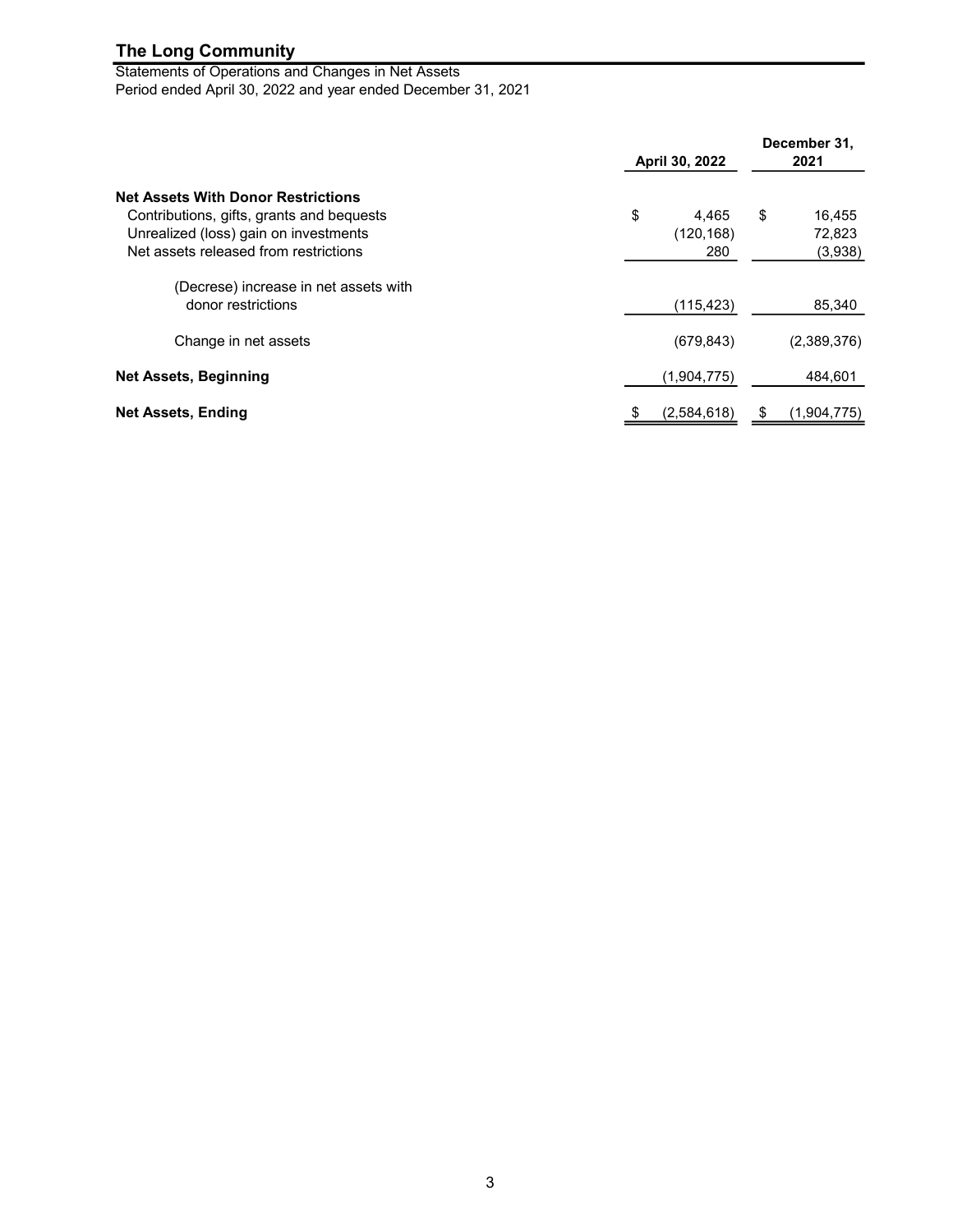# The Long Community

Statements of Operations and Changes in Net Assets
Period ended April 30, 2022 and year ended December 31, 2021

| | April 30, 2022 | December 31, 2021 |
|---|---|---|
| **Net Assets With Donor Restrictions** | | |
| Contributions, gifts, grants and bequests | $ 4,465 | $ 16,455 |
| Unrealized (loss) gain on investments | (120,168) | 72,823 |
| Net assets released from restrictions | 280 | (3,938) |
| (Decrese) increase in net assets with donor restrictions | (115,423) | 85,340 |
| Change in net assets | (679,843) | (2,389,376) |
| **Net Assets, Beginning** | (1,904,775) | 484,601 |
| **Net Assets, Ending** | $ (2,584,618) | $ (1,904,775) |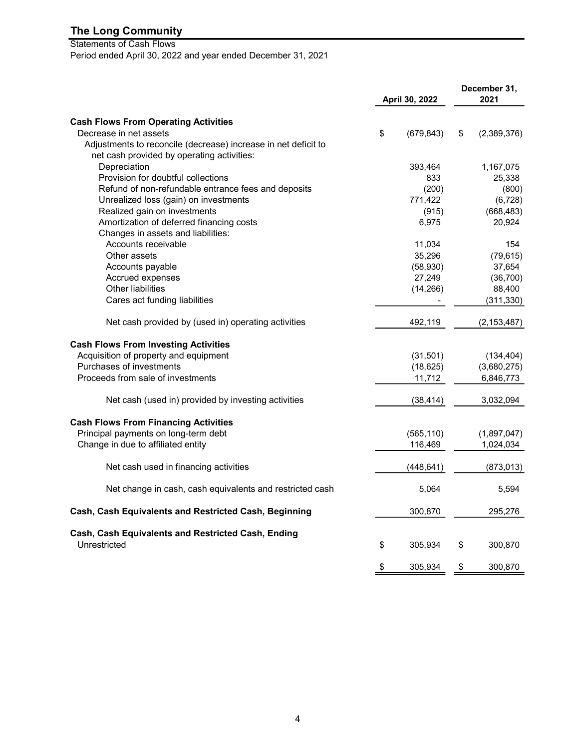# The Long Community

Statements of Cash Flows
Period ended April 30, 2022 and year ended December 31, 2021

| | April 30, 2022 | December 31, 2021 |
|---|---|---|
| **Cash Flows From Operating Activities** | | |
| Decrease in net assets | $ (679,843) | $ (2,389,376) |
| Adjustments to reconcile (decrease) increase in net deficit to net cash provided by operating activities: | | |
| Depreciation | 393,464 | 1,167,075 |
| Provision for doubtful collections | 833 | 25,338 |
| Refund of non-refundable entrance fees and deposits | (200) | (800) |
| Unrealized loss (gain) on investments | 771,422 | (6,728) |
| Realized gain on investments | (915) | (668,483) |
| Amortization of deferred financing costs | 6,975 | 20,924 |
| Changes in assets and liabilities: | | |
| Accounts receivable | 11,034 | 154 |
| Other assets | 35,296 | (79,615) |
| Accounts payable | (58,930) | 37,654 |
| Accrued expenses | 27,249 | (36,700) |
| Other liabilities | (14,266) | 88,400 |
| Cares act funding liabilities | - | (311,330) |
| Net cash provided by (used in) operating activities | 492,119 | (2,153,487) |
| **Cash Flows From Investing Activities** | | |
| Acquisition of property and equipment | (31,501) | (134,404) |
| Purchases of investments | (18,625) | (3,680,275) |
| Proceeds from sale of investments | 11,712 | 6,846,773 |
| Net cash (used in) provided by investing activities | (38,414) | 3,032,094 |
| **Cash Flows From Financing Activities** | | |
| Principal payments on long-term debt | (565,110) | (1,897,047) |
| Change in due to affiliated entity | 116,469 | 1,024,034 |
| Net cash used in financing activities | (448,641) | (873,013) |
| Net change in cash, cash equivalents and restricted cash | 5,064 | 5,594 |
| **Cash, Cash Equivalents and Restricted Cash, Beginning** | 300,870 | 295,276 |
| **Cash, Cash Equivalents and Restricted Cash, Ending** | | |
| Unrestricted | $ 305,934 | $ 300,870 |
| | $ 305,934 | $ 300,870 |